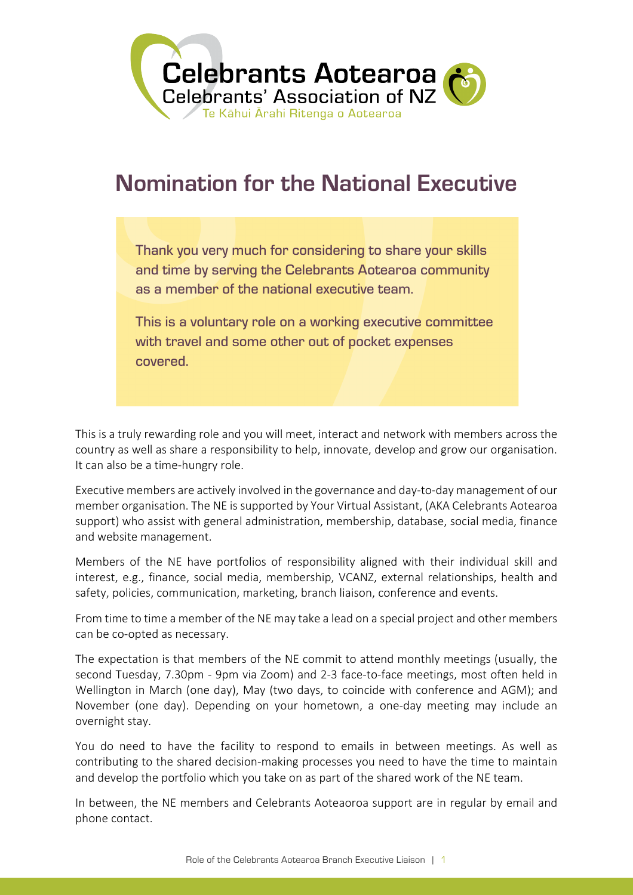Celebrants Aotearoa
Celebrants' Association of NZ
Te Kāhui Ārahi Ritenga o Aotearoa

# Nomination for the National Executive

**Thank you very much for considering to share your skills and time by serving the Celebrants Aotearoa community as a member of the national executive team.**

**This is a voluntary role on a working executive committee with travel and some other out of pocket expenses covered.**

This is a truly rewarding role and you will meet, interact and network with members across the country as well as share a responsibility to help, innovate, develop and grow our organisation. It can also be a time-hungry role.

Executive members are actively involved in the governance and day-to-day management of our member organisation. The NE is supported by Your Virtual Assistant, (AKA Celebrants Aotearoa support) who assist with general administration, membership, database, social media, finance and website management.

Members of the NE have portfolios of responsibility aligned with their individual skill and interest, e.g., finance, social media, membership, VCANZ, external relationships, health and safety, policies, communication, marketing, branch liaison, conference and events.

From time to time a member of the NE may take a lead on a special project and other members can be co-opted as necessary.

The expectation is that members of the NE commit to attend monthly meetings (usually, the second Tuesday, 7.30pm - 9pm via Zoom) and 2-3 face-to-face meetings, most often held in Wellington in March (one day), May (two days, to coincide with conference and AGM); and November (one day). Depending on your hometown, a one-day meeting may include an overnight stay.

You do need to have the facility to respond to emails in between meetings. As well as contributing to the shared decision-making processes you need to have the time to maintain and develop the portfolio which you take on as part of the shared work of the NE team.

In between, the NE members and Celebrants Aoteaoroa support are in regular by email and phone contact.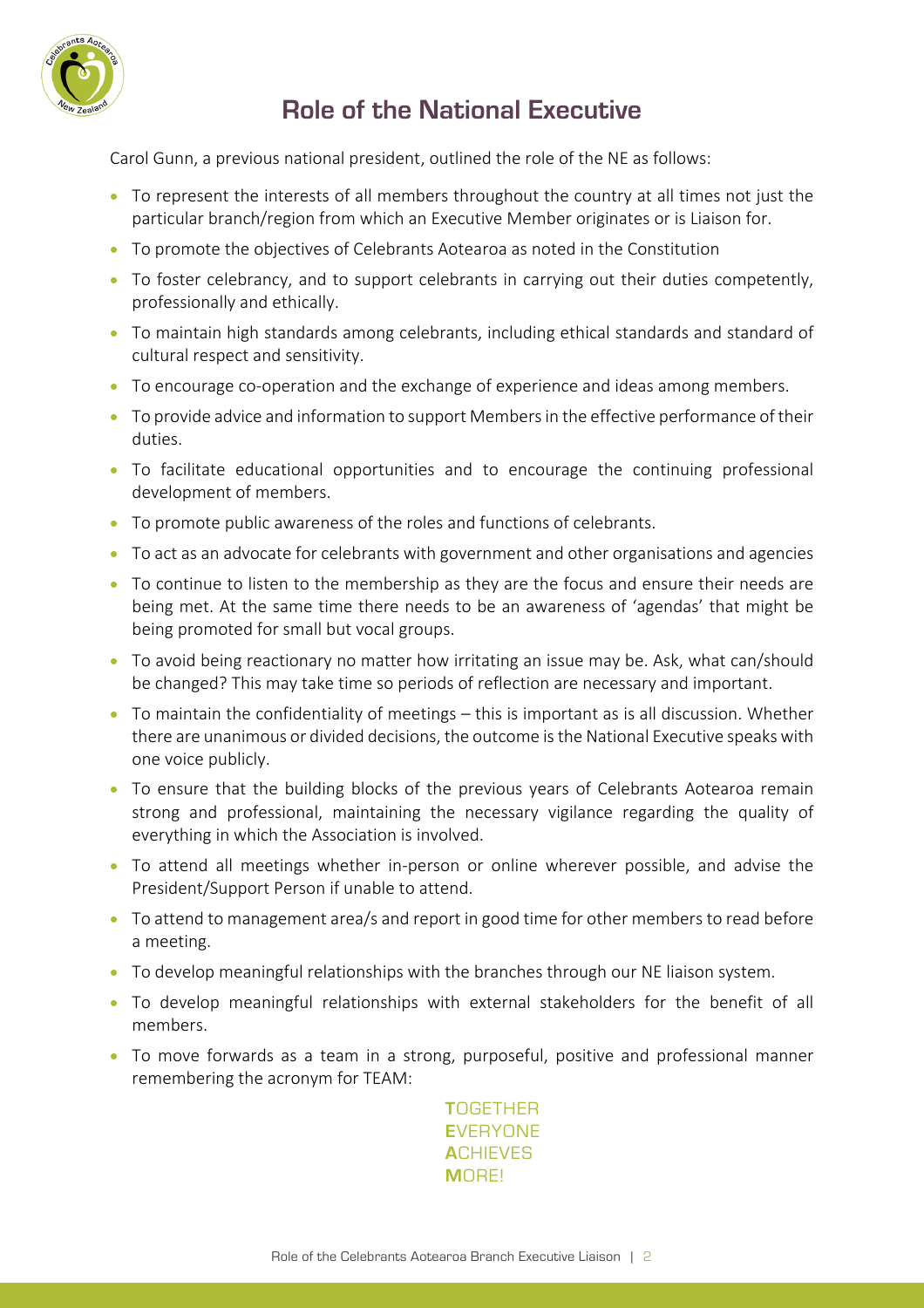# Role of the National Executive

Carol Gunn, a previous national president, outlined the role of the NE as follows:

- To represent the interests of all members throughout the country at all times not just the particular branch/region from which an Executive Member originates or is Liaison for.
- To promote the objectives of Celebrants Aotearoa as noted in the Constitution
- To foster celebrancy, and to support celebrants in carrying out their duties competently, professionally and ethically.
- To maintain high standards among celebrants, including ethical standards and standard of cultural respect and sensitivity.
- To encourage co-operation and the exchange of experience and ideas among members.
- To provide advice and information to support Members in the effective performance of their duties.
- To facilitate educational opportunities and to encourage the continuing professional development of members.
- To promote public awareness of the roles and functions of celebrants.
- To act as an advocate for celebrants with government and other organisations and agencies
- To continue to listen to the membership as they are the focus and ensure their needs are being met. At the same time there needs to be an awareness of 'agendas' that might be being promoted for small but vocal groups.
- To avoid being reactionary no matter how irritating an issue may be. Ask, what can/should be changed? This may take time so periods of reflection are necessary and important.
- To maintain the confidentiality of meetings – this is important as is all discussion. Whether there are unanimous or divided decisions, the outcome is the National Executive speaks with one voice publicly.
- To ensure that the building blocks of the previous years of Celebrants Aotearoa remain strong and professional, maintaining the necessary vigilance regarding the quality of everything in which the Association is involved.
- To attend all meetings whether in-person or online wherever possible, and advise the President/Support Person if unable to attend.
- To attend to management area/s and report in good time for other members to read before a meeting.
- To develop meaningful relationships with the branches through our NE liaison system.
- To develop meaningful relationships with external stakeholders for the benefit of all members.
- To move forwards as a team in a strong, purposeful, positive and professional manner remembering the acronym for TEAM:

**T**OGETHER
**E**VERYONE
**A**CHIEVES
**M**ORE!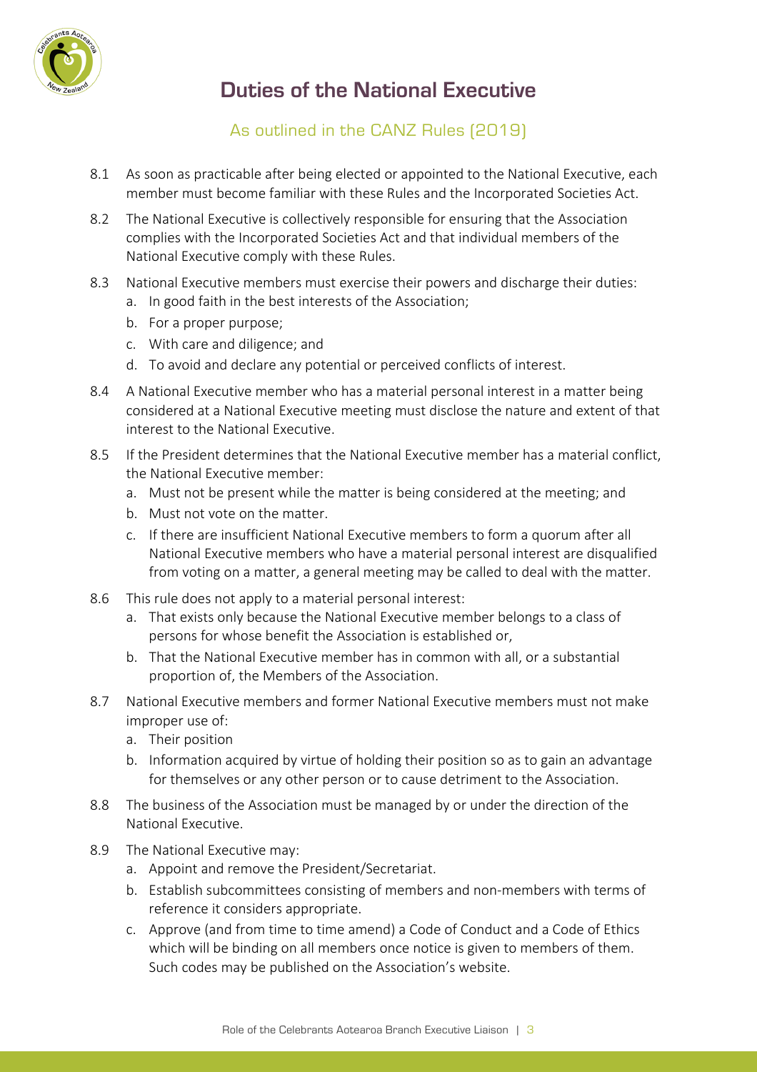# Duties of the National Executive

## As outlined in the CANZ Rules (2019)

8.1 As soon as practicable after being elected or appointed to the National Executive, each member must become familiar with these Rules and the Incorporated Societies Act.

8.2 The National Executive is collectively responsible for ensuring that the Association complies with the Incorporated Societies Act and that individual members of the National Executive comply with these Rules.

8.3 National Executive members must exercise their powers and discharge their duties:

a. In good faith in the best interests of the Association;
b. For a proper purpose;
c. With care and diligence; and
d. To avoid and declare any potential or perceived conflicts of interest.

8.4 A National Executive member who has a material personal interest in a matter being considered at a National Executive meeting must disclose the nature and extent of that interest to the National Executive.

8.5 If the President determines that the National Executive member has a material conflict, the National Executive member:

a. Must not be present while the matter is being considered at the meeting; and
b. Must not vote on the matter.
c. If there are insufficient National Executive members to form a quorum after all National Executive members who have a material personal interest are disqualified from voting on a matter, a general meeting may be called to deal with the matter.

8.6 This rule does not apply to a material personal interest:

a. That exists only because the National Executive member belongs to a class of persons for whose benefit the Association is established or,
b. That the National Executive member has in common with all, or a substantial proportion of, the Members of the Association.

8.7 National Executive members and former National Executive members must not make improper use of:

a. Their position
b. Information acquired by virtue of holding their position so as to gain an advantage for themselves or any other person or to cause detriment to the Association.

8.8 The business of the Association must be managed by or under the direction of the National Executive.

8.9 The National Executive may:

a. Appoint and remove the President/Secretariat.
b. Establish subcommittees consisting of members and non-members with terms of reference it considers appropriate.
c. Approve (and from time to time amend) a Code of Conduct and a Code of Ethics which will be binding on all members once notice is given to members of them. Such codes may be published on the Association's website.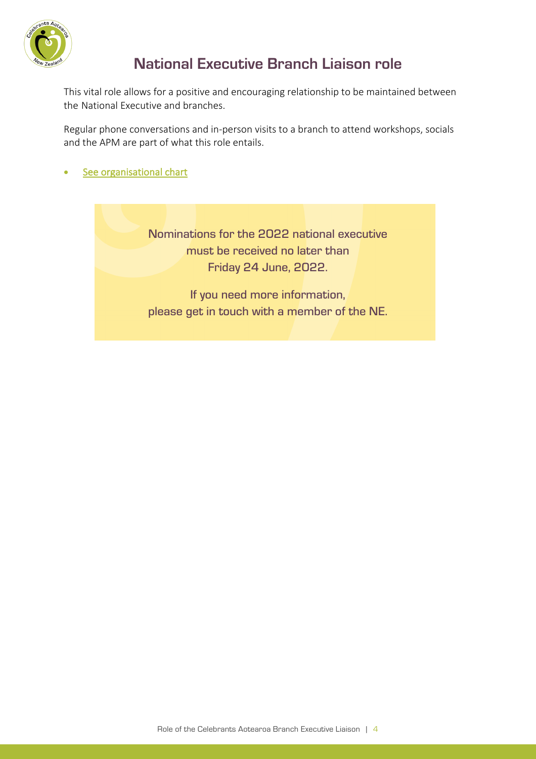# National Executive Branch Liaison role

This vital role allows for a positive and encouraging relationship to be maintained between the National Executive and branches.

Regular phone conversations and in-person visits to a branch to attend workshops, socials and the APM are part of what this role entails.

- See organisational chart

**Nominations for the 2022 national executive must be received no later than Friday 24 June, 2022.**

**If you need more information, please get in touch with a member of the NE.**